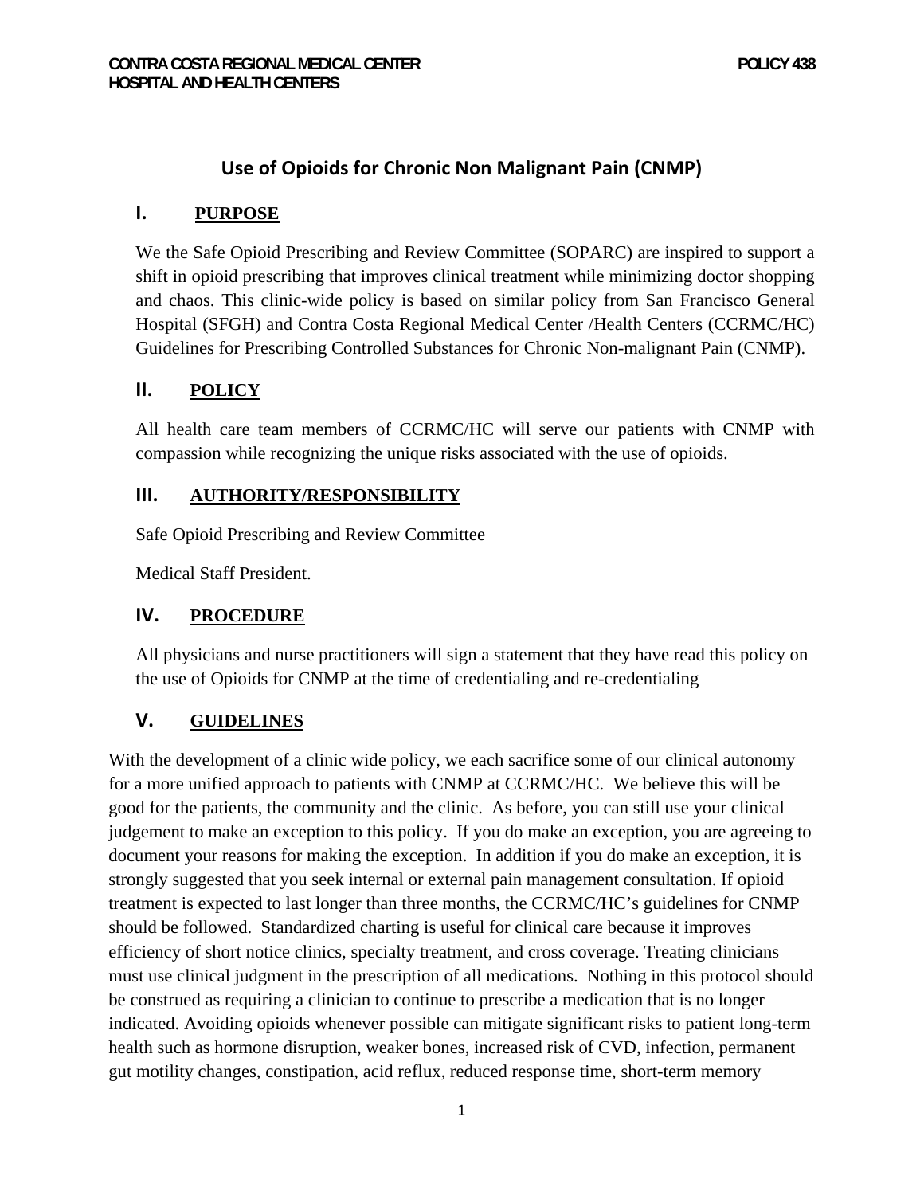# Use of Opioids for Chronic Non Malignant Pain (CNMP)

## I. PURPOSE

We the Safe Opioid Prescribing and Review Committee (SOPARC) are inspired to support a shift in opioid prescribing that improves clinical treatment while minimizing doctor shopping and chaos. This clinic-wide policy is based on similar policy from San Francisco General Hospital (SFGH) and Contra Costa Regional Medical Center /Health Centers (CCRMC/HC) Guidelines for Prescribing Controlled Substances for Chronic Non-malignant Pain (CNMP).

## II. POLICY

All health care team members of CCRMC/HC will serve our patients with CNMP with compassion while recognizing the unique risks associated with the use of opioids.

## III. AUTHORITY/RESPONSIBILITY

Safe Opioid Prescribing and Review Committee

Medical Staff President.

## IV. PROCEDURE

All physicians and nurse practitioners will sign a statement that they have read this policy on the use of Opioids for CNMP at the time of credentialing and re-credentialing

## V. GUIDELINES

With the development of a clinic wide policy, we each sacrifice some of our clinical autonomy for a more unified approach to patients with CNMP at CCRMC/HC. We believe this will be good for the patients, the community and the clinic. As before, you can still use your clinical judgement to make an exception to this policy. If you do make an exception, you are agreeing to document your reasons for making the exception. In addition if you do make an exception, it is strongly suggested that you seek internal or external pain management consultation. If opioid treatment is expected to last longer than three months, the CCRMC/HC's guidelines for CNMP should be followed. Standardized charting is useful for clinical care because it improves efficiency of short notice clinics, specialty treatment, and cross coverage. Treating clinicians must use clinical judgment in the prescription of all medications. Nothing in this protocol should be construed as requiring a clinician to continue to prescribe a medication that is no longer indicated. Avoiding opioids whenever possible can mitigate significant risks to patient long-term health such as hormone disruption, weaker bones, increased risk of CVD, infection, permanent gut motility changes, constipation, acid reflux, reduced response time, short-term memory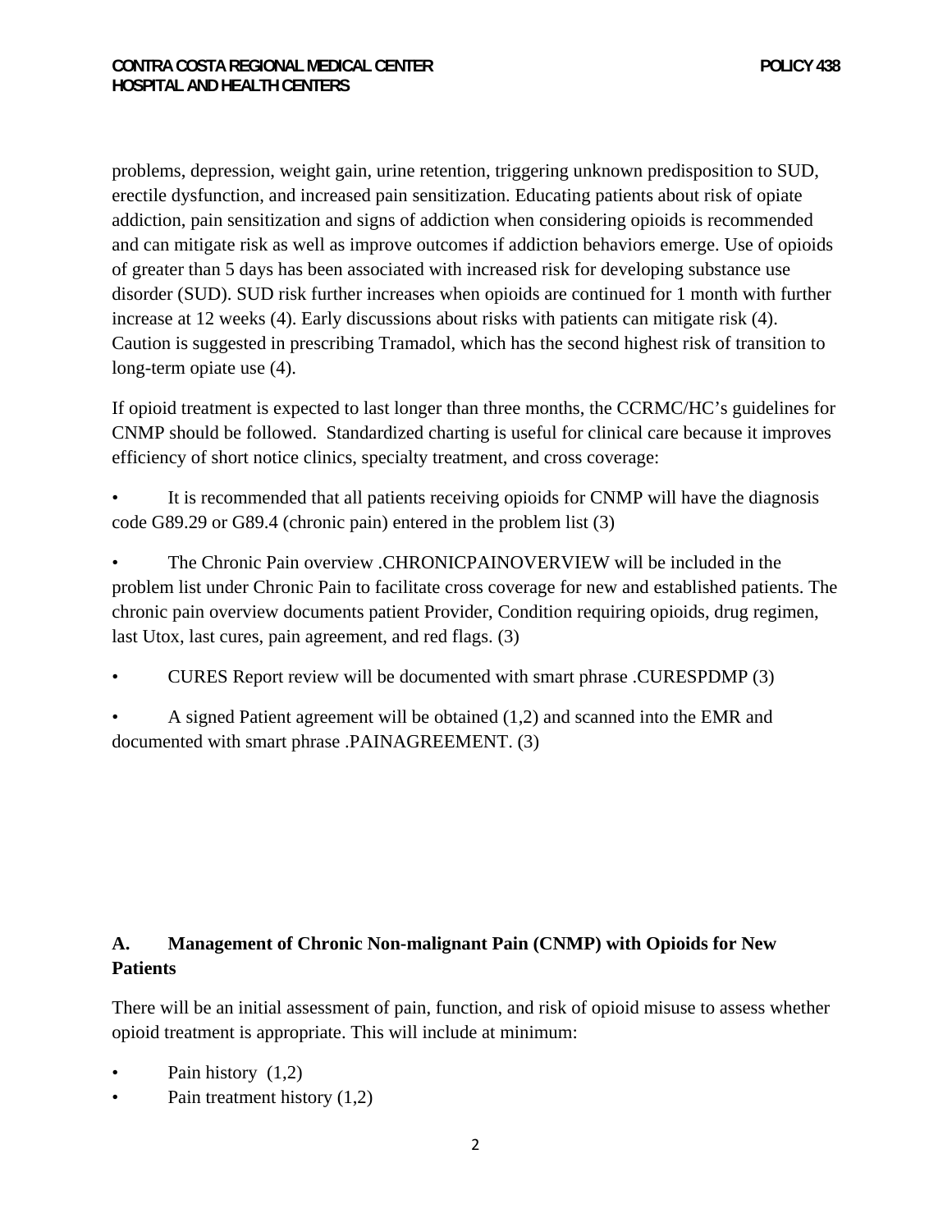problems, depression, weight gain, urine retention, triggering unknown predisposition to SUD, erectile dysfunction, and increased pain sensitization. Educating patients about risk of opiate addiction, pain sensitization and signs of addiction when considering opioids is recommended and can mitigate risk as well as improve outcomes if addiction behaviors emerge. Use of opioids of greater than 5 days has been associated with increased risk for developing substance use disorder (SUD). SUD risk further increases when opioids are continued for 1 month with further increase at 12 weeks (4). Early discussions about risks with patients can mitigate risk (4). Caution is suggested in prescribing Tramadol, which has the second highest risk of transition to long-term opiate use (4).

If opioid treatment is expected to last longer than three months, the CCRMC/HC's guidelines for CNMP should be followed. Standardized charting is useful for clinical care because it improves efficiency of short notice clinics, specialty treatment, and cross coverage:

- It is recommended that all patients receiving opioids for CNMP will have the diagnosis code G89.29 or G89.4 (chronic pain) entered in the problem list (3)
- The Chronic Pain overview .CHRONICPAINOVERVIEW will be included in the problem list under Chronic Pain to facilitate cross coverage for new and established patients. The chronic pain overview documents patient Provider, Condition requiring opioids, drug regimen, last Utox, last cures, pain agreement, and red flags. (3)
- CURES Report review will be documented with smart phrase .CURESPDMP (3)
- A signed Patient agreement will be obtained (1,2) and scanned into the EMR and documented with smart phrase .PAINAGREEMENT. (3)

## A. Management of Chronic Non-malignant Pain (CNMP) with Opioids for New Patients

There will be an initial assessment of pain, function, and risk of opioid misuse to assess whether opioid treatment is appropriate. This will include at minimum:

- Pain history (1,2)
- Pain treatment history (1,2)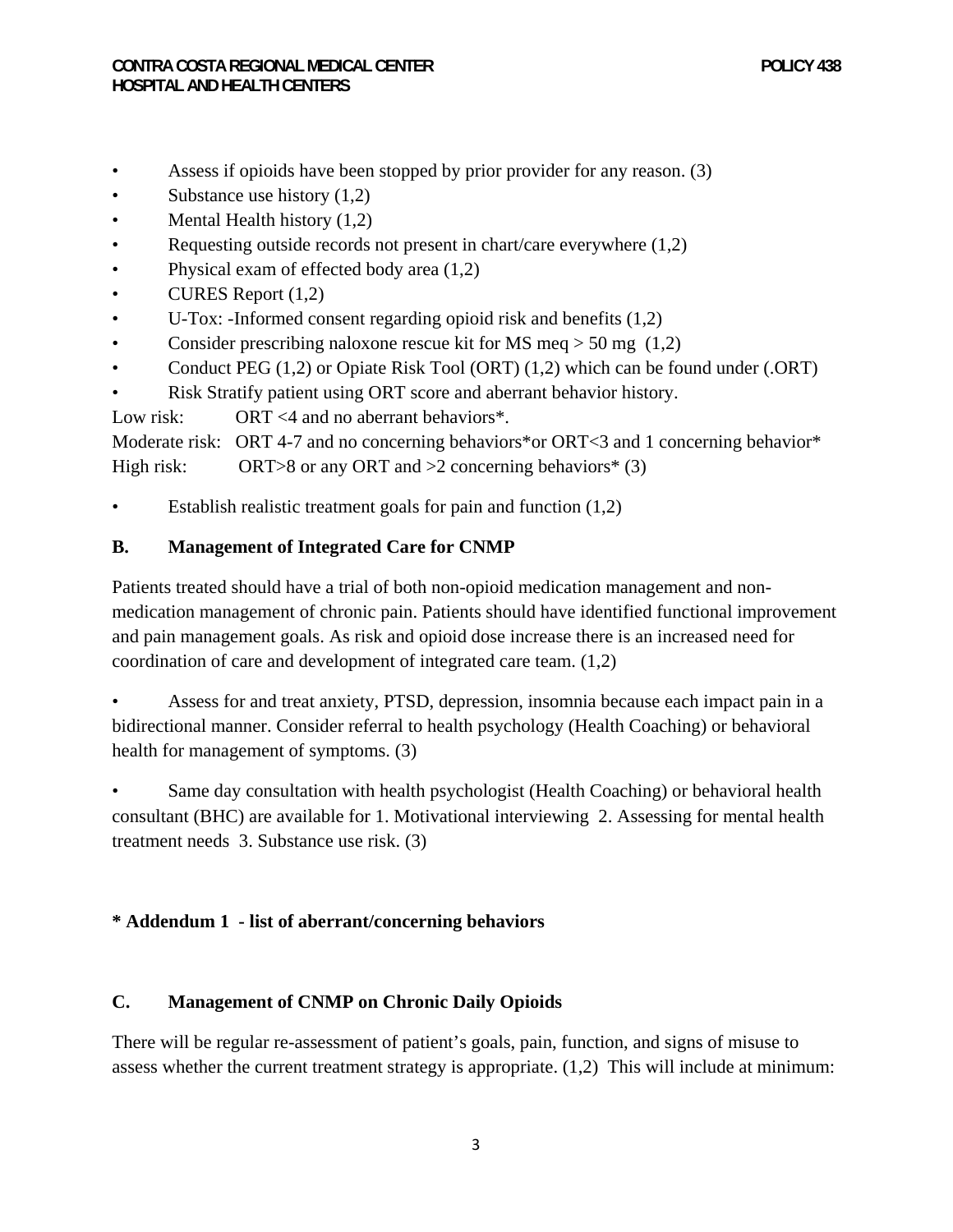- Assess if opioids have been stopped by prior provider for any reason. (3)
- Substance use history (1,2)
- Mental Health history (1,2)
- Requesting outside records not present in chart/care everywhere (1,2)
- Physical exam of effected body area (1,2)
- CURES Report (1,2)
- U-Tox: -Informed consent regarding opioid risk and benefits (1,2)
- Consider prescribing naloxone rescue kit for MS meq > 50 mg (1,2)
- Conduct PEG (1,2) or Opiate Risk Tool (ORT) (1,2) which can be found under (.ORT)
- Risk Stratify patient using ORT score and aberrant behavior history.

Low risk: ORT <4 and no aberrant behaviors*.

Moderate risk: ORT 4-7 and no concerning behaviors*or ORT<3 and 1 concerning behavior*

High risk: ORT>8 or any ORT and >2 concerning behaviors* (3)

- Establish realistic treatment goals for pain and function (1,2)

## B. Management of Integrated Care for CNMP

Patients treated should have a trial of both non-opioid medication management and non-medication management of chronic pain. Patients should have identified functional improvement and pain management goals. As risk and opioid dose increase there is an increased need for coordination of care and development of integrated care team. (1,2)

- Assess for and treat anxiety, PTSD, depression, insomnia because each impact pain in a bidirectional manner. Consider referral to health psychology (Health Coaching) or behavioral health for management of symptoms. (3)

- Same day consultation with health psychologist (Health Coaching) or behavioral health consultant (BHC) are available for 1. Motivational interviewing 2. Assessing for mental health treatment needs 3. Substance use risk. (3)

**\* Addendum 1 - list of aberrant/concerning behaviors**

## C. Management of CNMP on Chronic Daily Opioids

There will be regular re-assessment of patient's goals, pain, function, and signs of misuse to assess whether the current treatment strategy is appropriate. (1,2) This will include at minimum: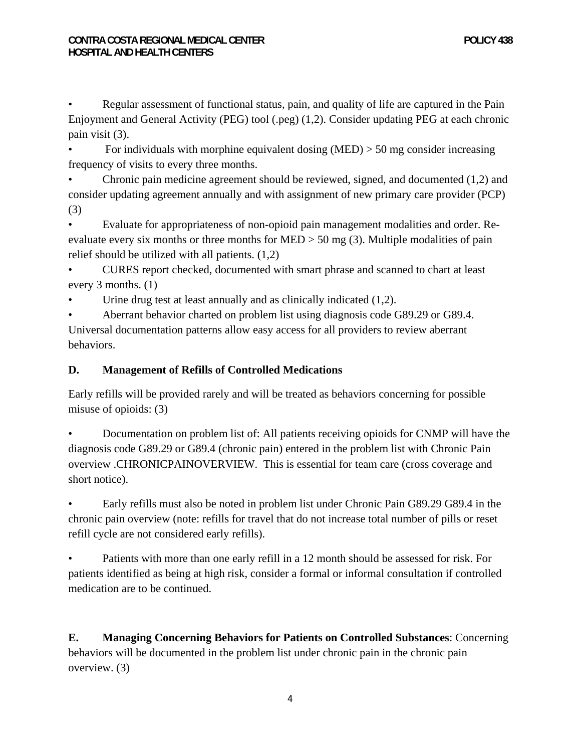- Regular assessment of functional status, pain, and quality of life are captured in the Pain Enjoyment and General Activity (PEG) tool (.peg) (1,2). Consider updating PEG at each chronic pain visit (3).
- For individuals with morphine equivalent dosing (MED) > 50 mg consider increasing frequency of visits to every three months.
- Chronic pain medicine agreement should be reviewed, signed, and documented (1,2) and consider updating agreement annually and with assignment of new primary care provider (PCP) (3)
- Evaluate for appropriateness of non-opioid pain management modalities and order. Re-evaluate every six months or three months for MED > 50 mg (3). Multiple modalities of pain relief should be utilized with all patients. (1,2)
- CURES report checked, documented with smart phrase and scanned to chart at least every 3 months. (1)
- Urine drug test at least annually and as clinically indicated (1,2).
- Aberrant behavior charted on problem list using diagnosis code G89.29 or G89.4. Universal documentation patterns allow easy access for all providers to review aberrant behaviors.

**D. Management of Refills of Controlled Medications**

Early refills will be provided rarely and will be treated as behaviors concerning for possible misuse of opioids: (3)

- Documentation on problem list of: All patients receiving opioids for CNMP will have the diagnosis code G89.29 or G89.4 (chronic pain) entered in the problem list with Chronic Pain overview .CHRONICPAINOVERVIEW. This is essential for team care (cross coverage and short notice).

- Early refills must also be noted in problem list under Chronic Pain G89.29 G89.4 in the chronic pain overview (note: refills for travel that do not increase total number of pills or reset refill cycle are not considered early refills).

- Patients with more than one early refill in a 12 month should be assessed for risk. For patients identified as being at high risk, consider a formal or informal consultation if controlled medication are to be continued.

**E. Managing Concerning Behaviors for Patients on Controlled Substances**: Concerning behaviors will be documented in the problem list under chronic pain in the chronic pain overview. (3)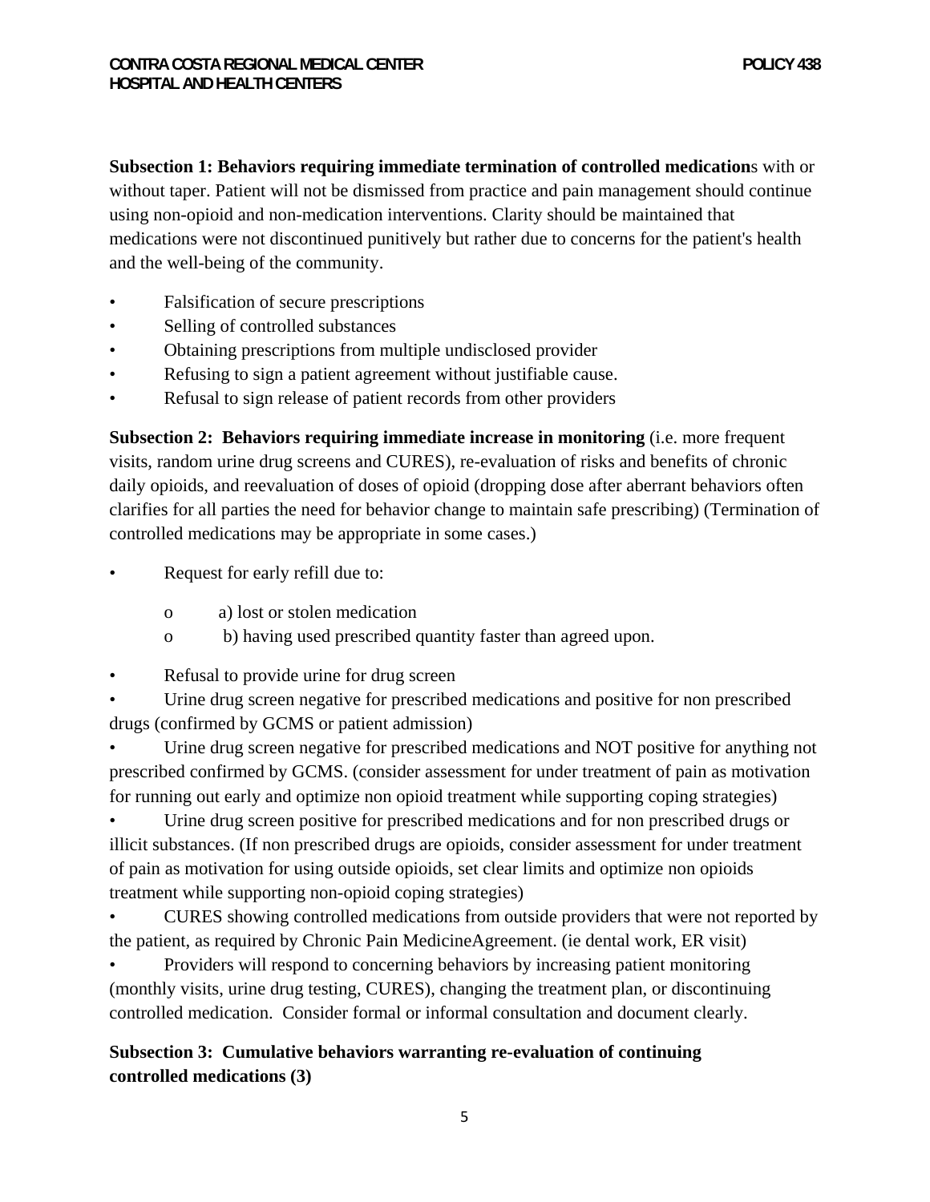**Subsection 1: Behaviors requiring immediate termination of controlled medication**s with or without taper. Patient will not be dismissed from practice and pain management should continue using non-opioid and non-medication interventions. Clarity should be maintained that medications were not discontinued punitively but rather due to concerns for the patient's health and the well-being of the community.

- Falsification of secure prescriptions
- Selling of controlled substances
- Obtaining prescriptions from multiple undisclosed provider
- Refusing to sign a patient agreement without justifiable cause.
- Refusal to sign release of patient records from other providers

**Subsection 2: Behaviors requiring immediate increase in monitoring** (i.e. more frequent visits, random urine drug screens and CURES), re-evaluation of risks and benefits of chronic daily opioids, and reevaluation of doses of opioid (dropping dose after aberrant behaviors often clarifies for all parties the need for behavior change to maintain safe prescribing) (Termination of controlled medications may be appropriate in some cases.)

- Request for early refill due to:
  - a) lost or stolen medication
  - b) having used prescribed quantity faster than agreed upon.
- Refusal to provide urine for drug screen
- Urine drug screen negative for prescribed medications and positive for non prescribed drugs (confirmed by GCMS or patient admission)
- Urine drug screen negative for prescribed medications and NOT positive for anything not prescribed confirmed by GCMS. (consider assessment for under treatment of pain as motivation for running out early and optimize non opioid treatment while supporting coping strategies)
- Urine drug screen positive for prescribed medications and for non prescribed drugs or illicit substances. (If non prescribed drugs are opioids, consider assessment for under treatment of pain as motivation for using outside opioids, set clear limits and optimize non opioids treatment while supporting non-opioid coping strategies)
- CURES showing controlled medications from outside providers that were not reported by the patient, as required by Chronic Pain MedicineAgreement. (ie dental work, ER visit)
- Providers will respond to concerning behaviors by increasing patient monitoring (monthly visits, urine drug testing, CURES), changing the treatment plan, or discontinuing controlled medication. Consider formal or informal consultation and document clearly.

**Subsection 3: Cumulative behaviors warranting re-evaluation of continuing controlled medications (3)**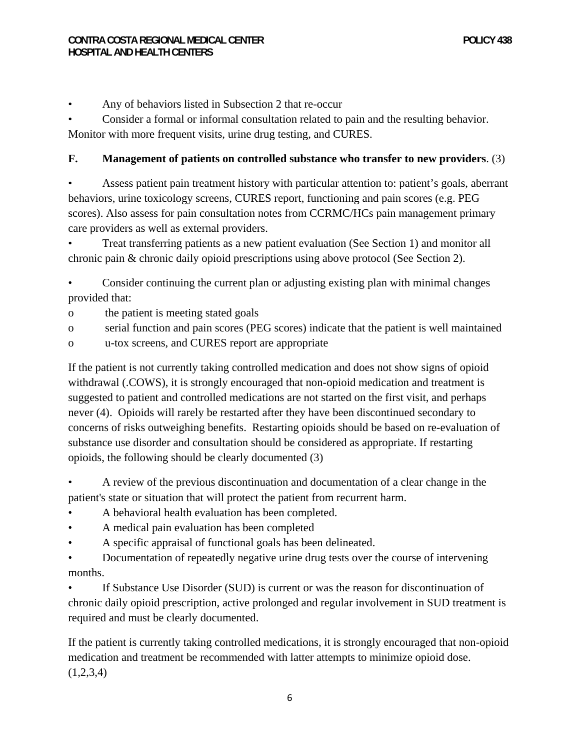- Any of behaviors listed in Subsection 2 that re-occur
- Consider a formal or informal consultation related to pain and the resulting behavior. Monitor with more frequent visits, urine drug testing, and CURES.

**F. Management of patients on controlled substance who transfer to new providers**. (3)

- Assess patient pain treatment history with particular attention to: patient's goals, aberrant behaviors, urine toxicology screens, CURES report, functioning and pain scores (e.g. PEG scores). Also assess for pain consultation notes from CCRMC/HCs pain management primary care providers as well as external providers.
- Treat transferring patients as a new patient evaluation (See Section 1) and monitor all chronic pain & chronic daily opioid prescriptions using above protocol (See Section 2).

- Consider continuing the current plan or adjusting existing plan with minimal changes provided that:
  - the patient is meeting stated goals
  - serial function and pain scores (PEG scores) indicate that the patient is well maintained
  - u-tox screens, and CURES report are appropriate

If the patient is not currently taking controlled medication and does not show signs of opioid withdrawal (.COWS), it is strongly encouraged that non-opioid medication and treatment is suggested to patient and controlled medications are not started on the first visit, and perhaps never (4). Opioids will rarely be restarted after they have been discontinued secondary to concerns of risks outweighing benefits. Restarting opioids should be based on re-evaluation of substance use disorder and consultation should be considered as appropriate. If restarting opioids, the following should be clearly documented (3)

- A review of the previous discontinuation and documentation of a clear change in the patient's state or situation that will protect the patient from recurrent harm.
- A behavioral health evaluation has been completed.
- A medical pain evaluation has been completed
- A specific appraisal of functional goals has been delineated.
- Documentation of repeatedly negative urine drug tests over the course of intervening months.
- If Substance Use Disorder (SUD) is current or was the reason for discontinuation of chronic daily opioid prescription, active prolonged and regular involvement in SUD treatment is required and must be clearly documented.

If the patient is currently taking controlled medications, it is strongly encouraged that non-opioid medication and treatment be recommended with latter attempts to minimize opioid dose. (1,2,3,4)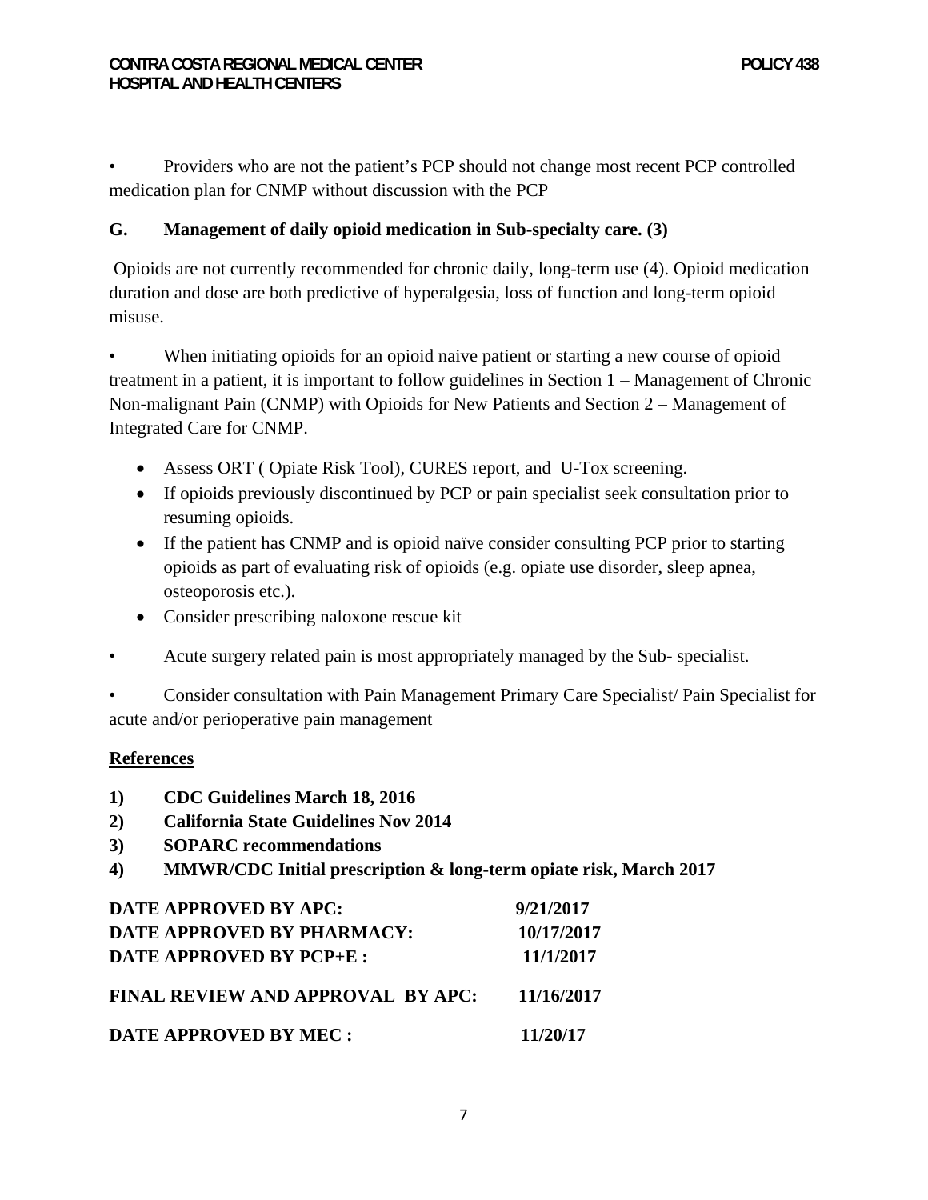• Providers who are not the patient's PCP should not change most recent PCP controlled medication plan for CNMP without discussion with the PCP

**G. Management of daily opioid medication in Sub-specialty care. (3)**

Opioids are not currently recommended for chronic daily, long-term use (4). Opioid medication duration and dose are both predictive of hyperalgesia, loss of function and long-term opioid misuse.

• When initiating opioids for an opioid naive patient or starting a new course of opioid treatment in a patient, it is important to follow guidelines in Section 1 – Management of Chronic Non-malignant Pain (CNMP) with Opioids for New Patients and Section 2 – Management of Integrated Care for CNMP.

- Assess ORT ( Opiate Risk Tool), CURES report, and U-Tox screening.
- If opioids previously discontinued by PCP or pain specialist seek consultation prior to resuming opioids.
- If the patient has CNMP and is opioid naïve consider consulting PCP prior to starting opioids as part of evaluating risk of opioids (e.g. opiate use disorder, sleep apnea, osteoporosis etc.).
- Consider prescribing naloxone rescue kit

• Acute surgery related pain is most appropriately managed by the Sub- specialist.

• Consider consultation with Pain Management Primary Care Specialist/ Pain Specialist for acute and/or perioperative pain management

**References**

1) **CDC Guidelines March 18, 2016**
2) **California State Guidelines Nov 2014**
3) **SOPARC recommendations**
4) **MMWR/CDC Initial prescription & long-term opiate risk, March 2017**

**DATE APPROVED BY APC:** **9/21/2017**
**DATE APPROVED BY PHARMACY:** **10/17/2017**
**DATE APPROVED BY PCP+E :** **11/1/2017**

**FINAL REVIEW AND APPROVAL BY APC:** **11/16/2017**

**DATE APPROVED BY MEC :** **11/20/17**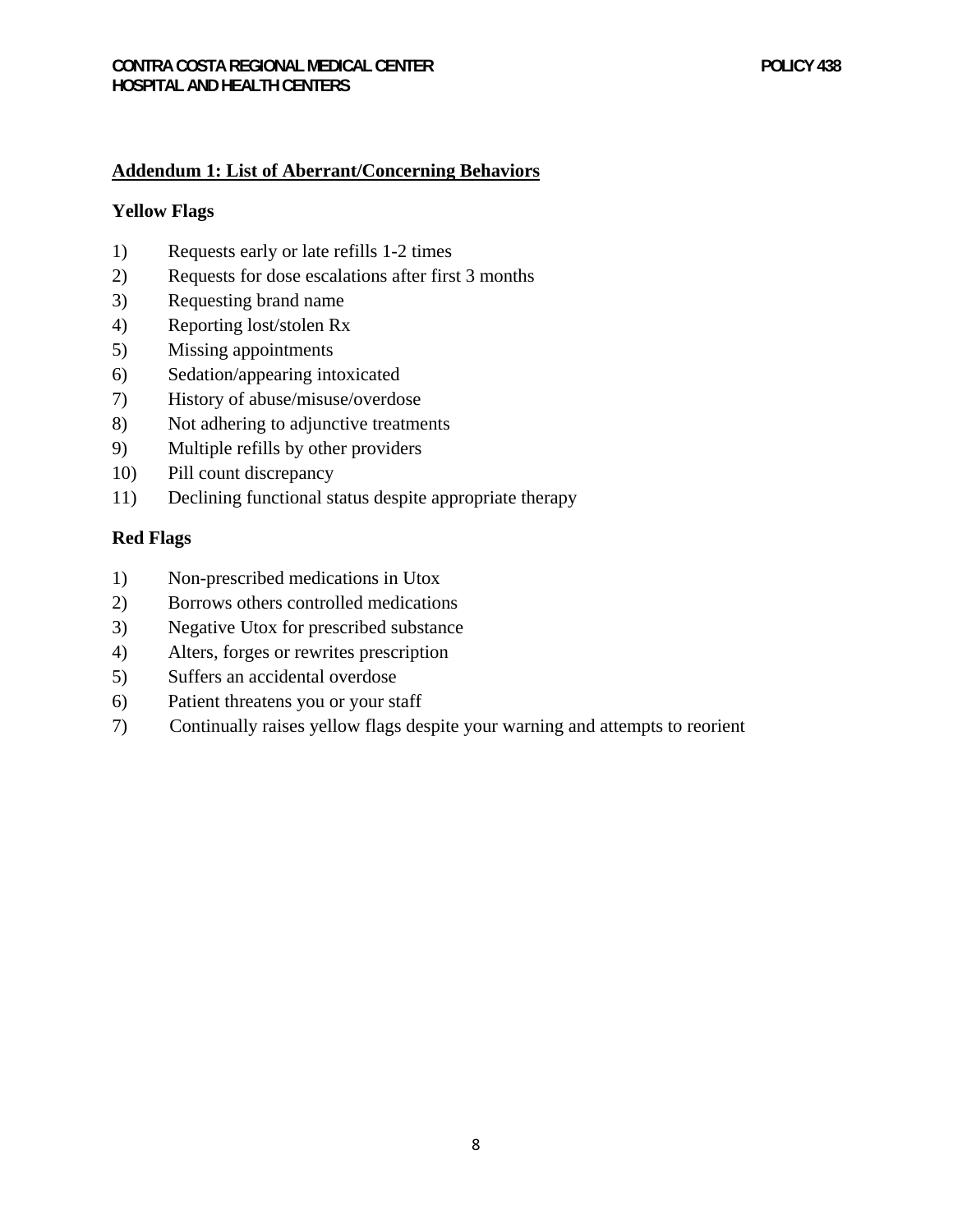## Addendum 1: List of Aberrant/Concerning Behaviors

### Yellow Flags

1) Requests early or late refills 1-2 times
2) Requests for dose escalations after first 3 months
3) Requesting brand name
4) Reporting lost/stolen Rx
5) Missing appointments
6) Sedation/appearing intoxicated
7) History of abuse/misuse/overdose
8) Not adhering to adjunctive treatments
9) Multiple refills by other providers
10) Pill count discrepancy
11) Declining functional status despite appropriate therapy

### Red Flags

1) Non-prescribed medications in Utox
2) Borrows others controlled medications
3) Negative Utox for prescribed substance
4) Alters, forges or rewrites prescription
5) Suffers an accidental overdose
6) Patient threatens you or your staff
7) Continually raises yellow flags despite your warning and attempts to reorient